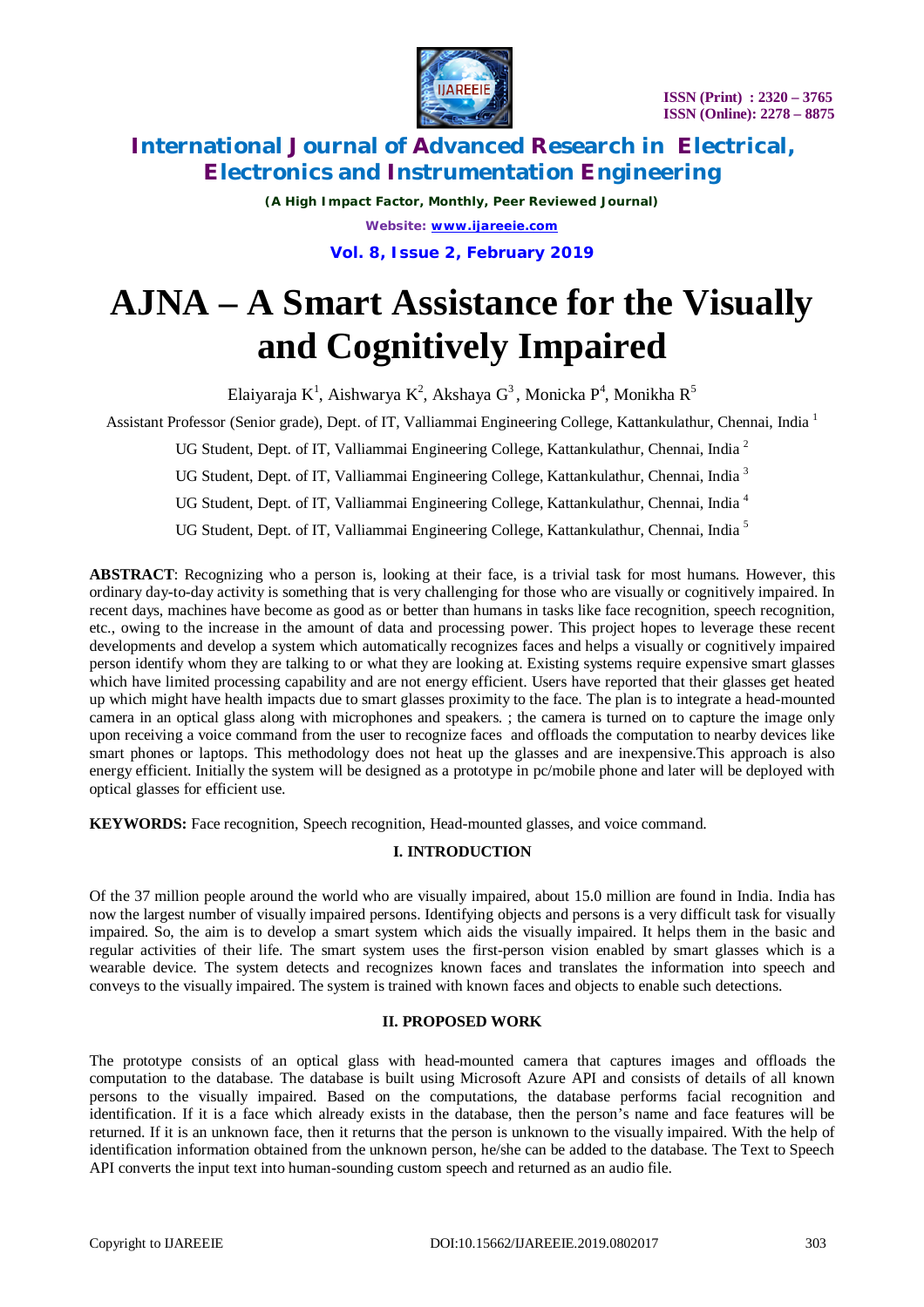# AJNA – A Smart Assistance for the Visually and Cognitively Impaired

Elaiyaraja K[1], Aishwarya K[2], Akshaya G[3], Monicka P[4], Monikha R[5]

Assistant Professor (Senior grade), Dept. of IT, Valliammai Engineering College, Kattankulathur, Chennai, India [1]

UG Student, Dept. of IT, Valliammai Engineering College, Kattankulathur, Chennai, India [2]

UG Student, Dept. of IT, Valliammai Engineering College, Kattankulathur, Chennai, India [3]

UG Student, Dept. of IT, Valliammai Engineering College, Kattankulathur, Chennai, India [4]

UG Student, Dept. of IT, Valliammai Engineering College, Kattankulathur, Chennai, India [5]

**ABSTRACT**: Recognizing who a person is, looking at their face, is a trivial task for most humans. However, this ordinary day-to-day activity is something that is very challenging for those who are visually or cognitively impaired. In recent days, machines have become as good as or better than humans in tasks like face recognition, speech recognition, etc., owing to the increase in the amount of data and processing power. This project hopes to leverage these recent developments and develop a system which automatically recognizes faces and helps a visually or cognitively impaired person identify whom they are talking to or what they are looking at. Existing systems require expensive smart glasses which have limited processing capability and are not energy efficient. Users have reported that their glasses get heated up which might have health impacts due to smart glasses proximity to the face. The plan is to integrate a head-mounted camera in an optical glass along with microphones and speakers. ; the camera is turned on to capture the image only upon receiving a voice command from the user to recognize faces and offloads the computation to nearby devices like smart phones or laptops. This methodology does not heat up the glasses and are inexpensive.This approach is also energy efficient. Initially the system will be designed as a prototype in pc/mobile phone and later will be deployed with optical glasses for efficient use.

**KEYWORDS:** Face recognition, Speech recognition, Head-mounted glasses, and voice command.

## I. INTRODUCTION

Of the 37 million people around the world who are visually impaired, about 15.0 million are found in India. India has now the largest number of visually impaired persons. Identifying objects and persons is a very difficult task for visually impaired. So, the aim is to develop a smart system which aids the visually impaired. It helps them in the basic and regular activities of their life. The smart system uses the first-person vision enabled by smart glasses which is a wearable device. The system detects and recognizes known faces and translates the information into speech and conveys to the visually impaired. The system is trained with known faces and objects to enable such detections.

## II. PROPOSED WORK

The prototype consists of an optical glass with head-mounted camera that captures images and offloads the computation to the database. The database is built using Microsoft Azure API and consists of details of all known persons to the visually impaired. Based on the computations, the database performs facial recognition and identification. If it is a face which already exists in the database, then the person's name and face features will be returned. If it is an unknown face, then it returns that the person is unknown to the visually impaired. With the help of identification information obtained from the unknown person, he/she can be added to the database. The Text to Speech API converts the input text into human-sounding custom speech and returned as an audio file.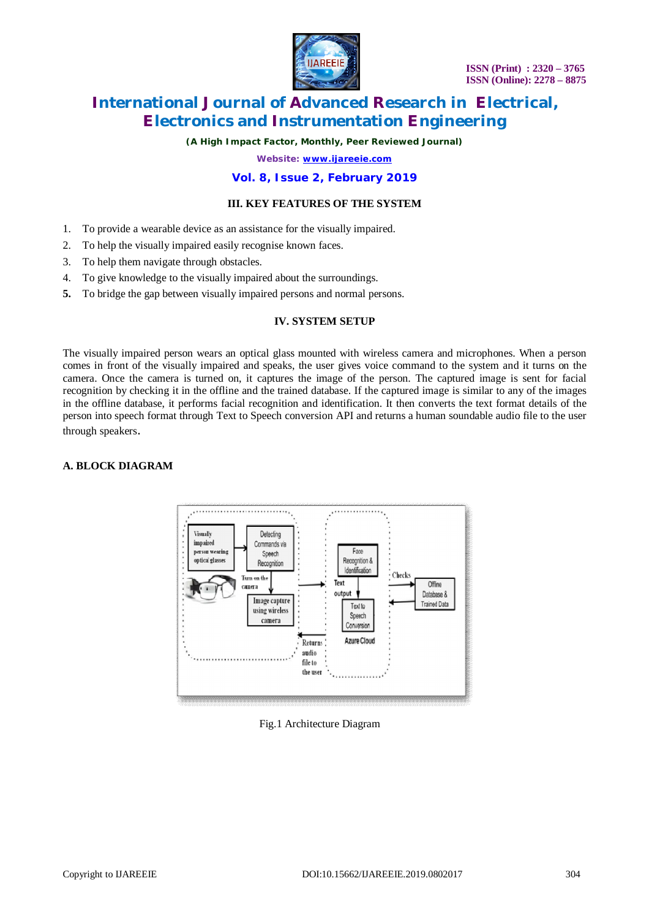## III. KEY FEATURES OF THE SYSTEM

1. To provide a wearable device as an assistance for the visually impaired.
2. To help the visually impaired easily recognise known faces.
3. To help them navigate through obstacles.
4. To give knowledge to the visually impaired about the surroundings.
5. To bridge the gap between visually impaired persons and normal persons.

## IV. SYSTEM SETUP

The visually impaired person wears an optical glass mounted with wireless camera and microphones. When a person comes in front of the visually impaired and speaks, the user gives voice command to the system and it turns on the camera. Once the camera is turned on, it captures the image of the person. The captured image is sent for facial recognition by checking it in the offline and the trained database. If the captured image is similar to any of the images in the offline database, it performs facial recognition and identification. It then converts the text format details of the person into speech format through Text to Speech conversion API and returns a human soundable audio file to the user through speakers.

### A. BLOCK DIAGRAM

Visually impaired person wearing optical glasses | Detecting Commands via Speech Recognition | Turn on the camera | Image capture using wireless camera | Face Recognition & Identification | Text output | Text to Speech Conversion | Azure Cloud | Checks | Offline Database & Trained Data | Returns audio file to the user

Fig.1 Architecture Diagram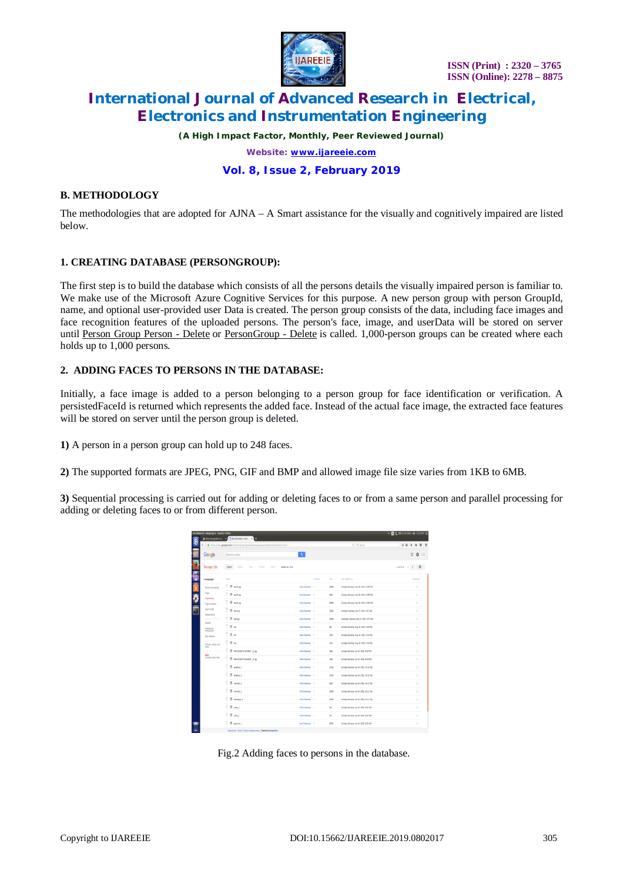### B. METHODOLOGY

The methodologies that are adopted for AJNA – A Smart assistance for the visually and cognitively impaired are listed below.

#### 1. CREATING DATABASE (PERSONGROUP):

The first step is to build the database which consists of all the persons details the visually impaired person is familiar to. We make use of the Microsoft Azure Cognitive Services for this purpose. A new person group with person GroupId, name, and optional user-provided user Data is created. The person group consists of the data, including face images and face recognition features of the uploaded persons. The person's face, image, and userData will be stored on server until Person Group Person - Delete or PersonGroup - Delete is called. 1,000-person groups can be created where each holds up to 1,000 persons.

#### 2. ADDING FACES TO PERSONS IN THE DATABASE:

Initially, a face image is added to a person belonging to a person group for face identification or verification. A persistedFaceId is returned which represents the added face. Instead of the actual face image, the extracted face features will be stored on server until the person group is deleted.

**1)** A person in a person group can hold up to 248 faces.

**2)** The supported formats are JPEG, PNG, GIF and BMP and allowed image file size varies from 1KB to 6MB.

**3)** Sequential processing is carried out for adding or deleting faces to or from a same person and parallel processing for adding or deleting faces to or from different person.

Fig.2 Adding faces to persons in the database.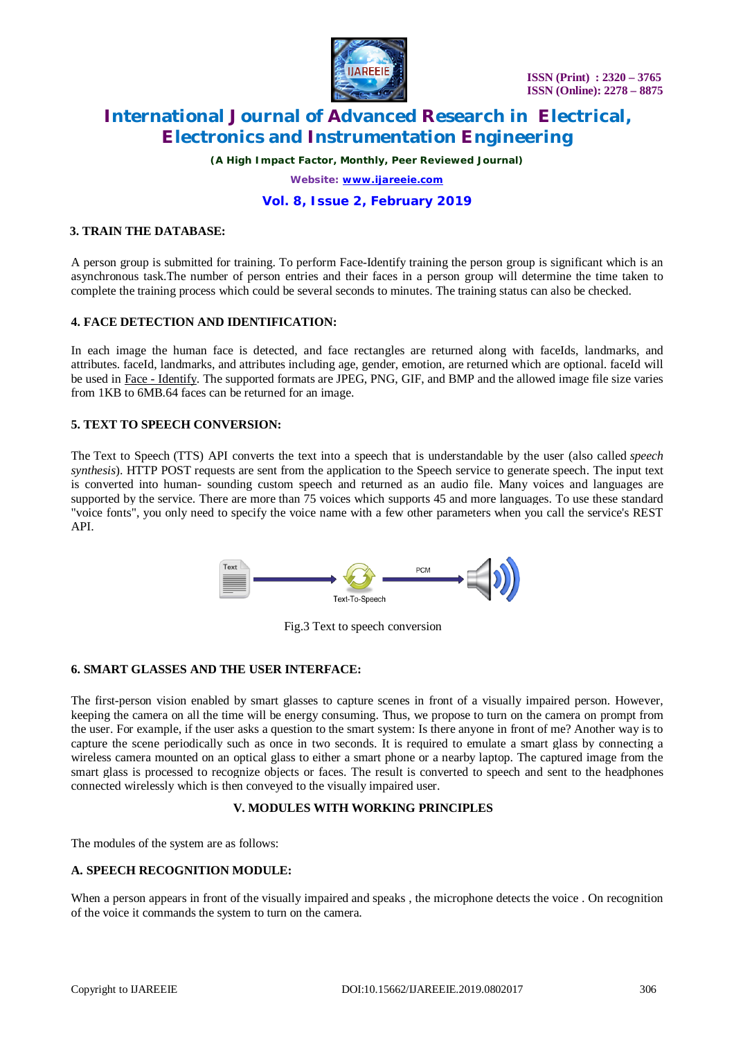### 3. TRAIN THE DATABASE:

A person group is submitted for training. To perform Face-Identify training the person group is significant which is an asynchronous task.The number of person entries and their faces in a person group will determine the time taken to complete the training process which could be several seconds to minutes. The training status can also be checked.

### 4. FACE DETECTION AND IDENTIFICATION:

In each image the human face is detected, and face rectangles are returned along with faceIds, landmarks, and attributes. faceId, landmarks, and attributes including age, gender, emotion, are returned which are optional. faceId will be used in Face - Identify. The supported formats are JPEG, PNG, GIF, and BMP and the allowed image file size varies from 1KB to 6MB.64 faces can be returned for an image.

### 5. TEXT TO SPEECH CONVERSION:

The Text to Speech (TTS) API converts the text into a speech that is understandable by the user (also called *speech synthesis*). HTTP POST requests are sent from the application to the Speech service to generate speech. The input text is converted into human- sounding custom speech and returned as an audio file. Many voices and languages are supported by the service. There are more than 75 voices which supports 45 and more languages. To use these standard "voice fonts", you only need to specify the voice name with a few other parameters when you call the service's REST API.

Fig.3 Text to speech conversion

### 6. SMART GLASSES AND THE USER INTERFACE:

The first-person vision enabled by smart glasses to capture scenes in front of a visually impaired person. However, keeping the camera on all the time will be energy consuming. Thus, we propose to turn on the camera on prompt from the user. For example, if the user asks a question to the smart system: Is there anyone in front of me? Another way is to capture the scene periodically such as once in two seconds. It is required to emulate a smart glass by connecting a wireless camera mounted on an optical glass to either a smart phone or a nearby laptop. The captured image from the smart glass is processed to recognize objects or faces. The result is converted to speech and sent to the headphones connected wirelessly which is then conveyed to the visually impaired user.

## V. MODULES WITH WORKING PRINCIPLES

The modules of the system are as follows:

### A. SPEECH RECOGNITION MODULE:

When a person appears in front of the visually impaired and speaks , the microphone detects the voice . On recognition of the voice it commands the system to turn on the camera.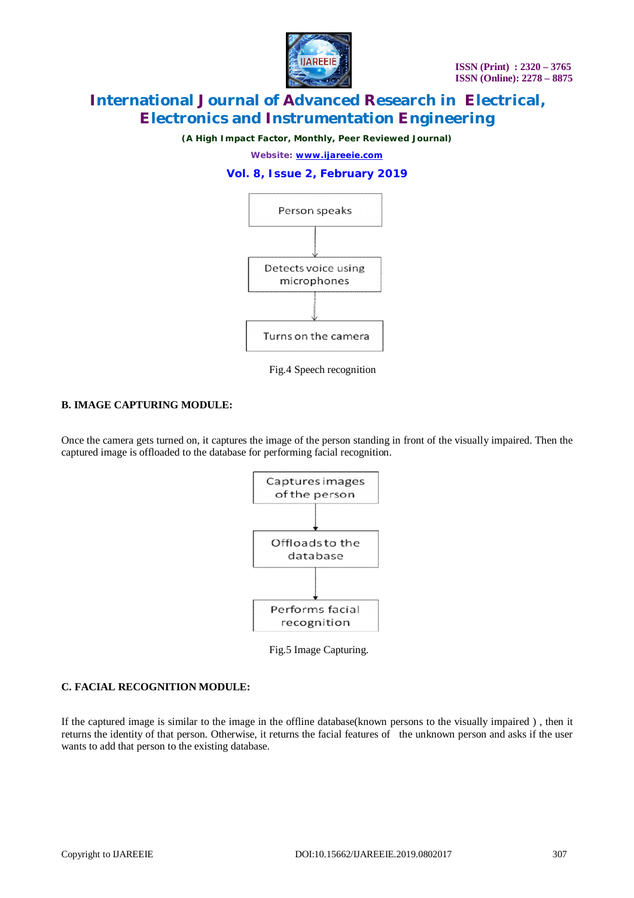Person speaks

↓

Detects voice using microphones

↓

Turns on the camera

Fig.4 Speech recognition

### B. IMAGE CAPTURING MODULE:

Once the camera gets turned on, it captures the image of the person standing in front of the visually impaired. Then the captured image is offloaded to the database for performing facial recognition.

Captures images of the person

↓

Offloads to the database

↓

Performs facial recognition

Fig.5 Image Capturing.

### C. FACIAL RECOGNITION MODULE:

If the captured image is similar to the image in the offline database(known persons to the visually impaired ) , then it returns the identity of that person. Otherwise, it returns the facial features of the unknown person and asks if the user wants to add that person to the existing database.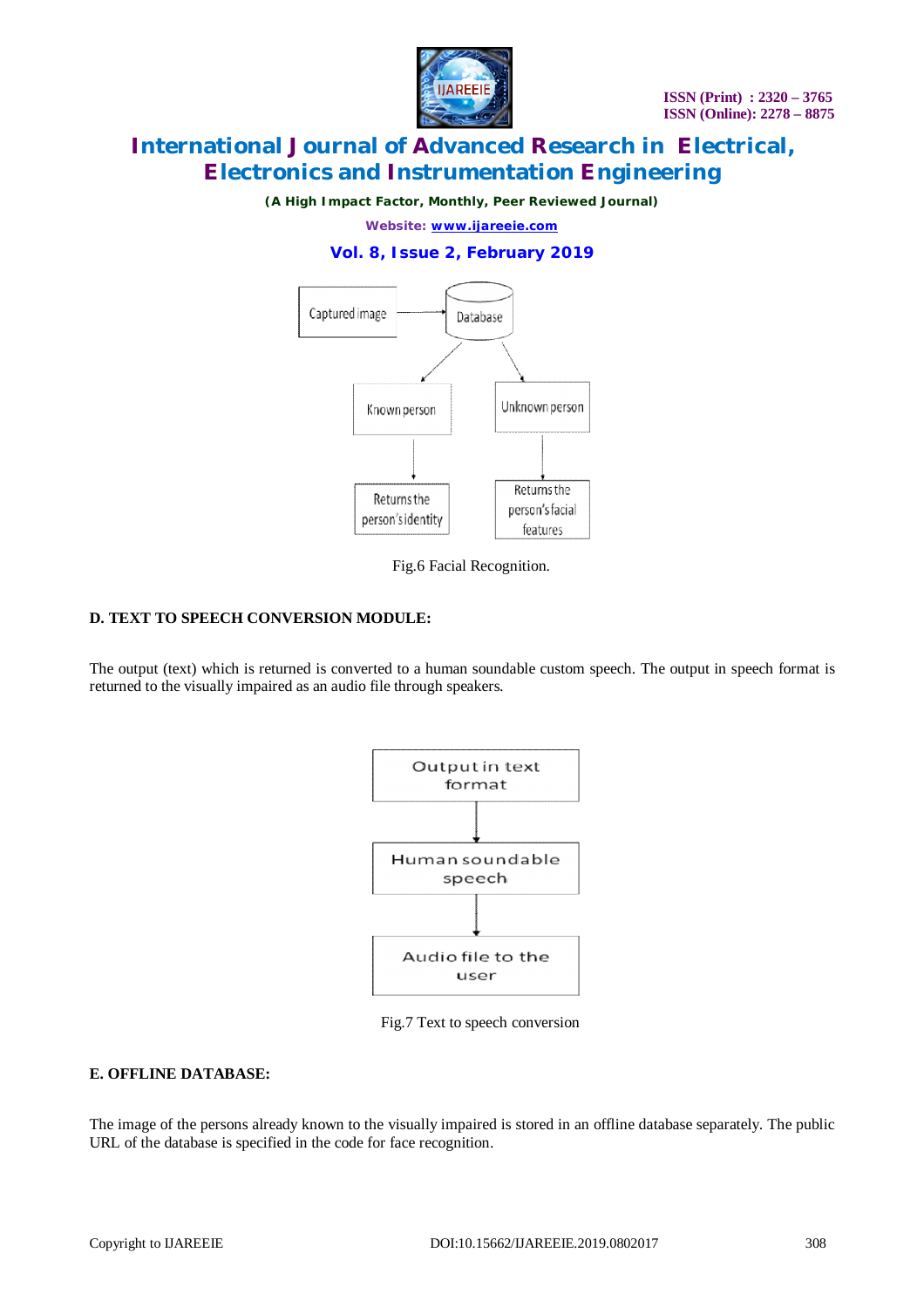Fig.6 Facial Recognition.

**D. TEXT TO SPEECH CONVERSION MODULE:**

The output (text) which is returned is converted to a human soundable custom speech. The output in speech format is returned to the visually impaired as an audio file through speakers.

Fig.7 Text to speech conversion

**E. OFFLINE DATABASE:**

The image of the persons already known to the visually impaired is stored in an offline database separately. The public URL of the database is specified in the code for face recognition.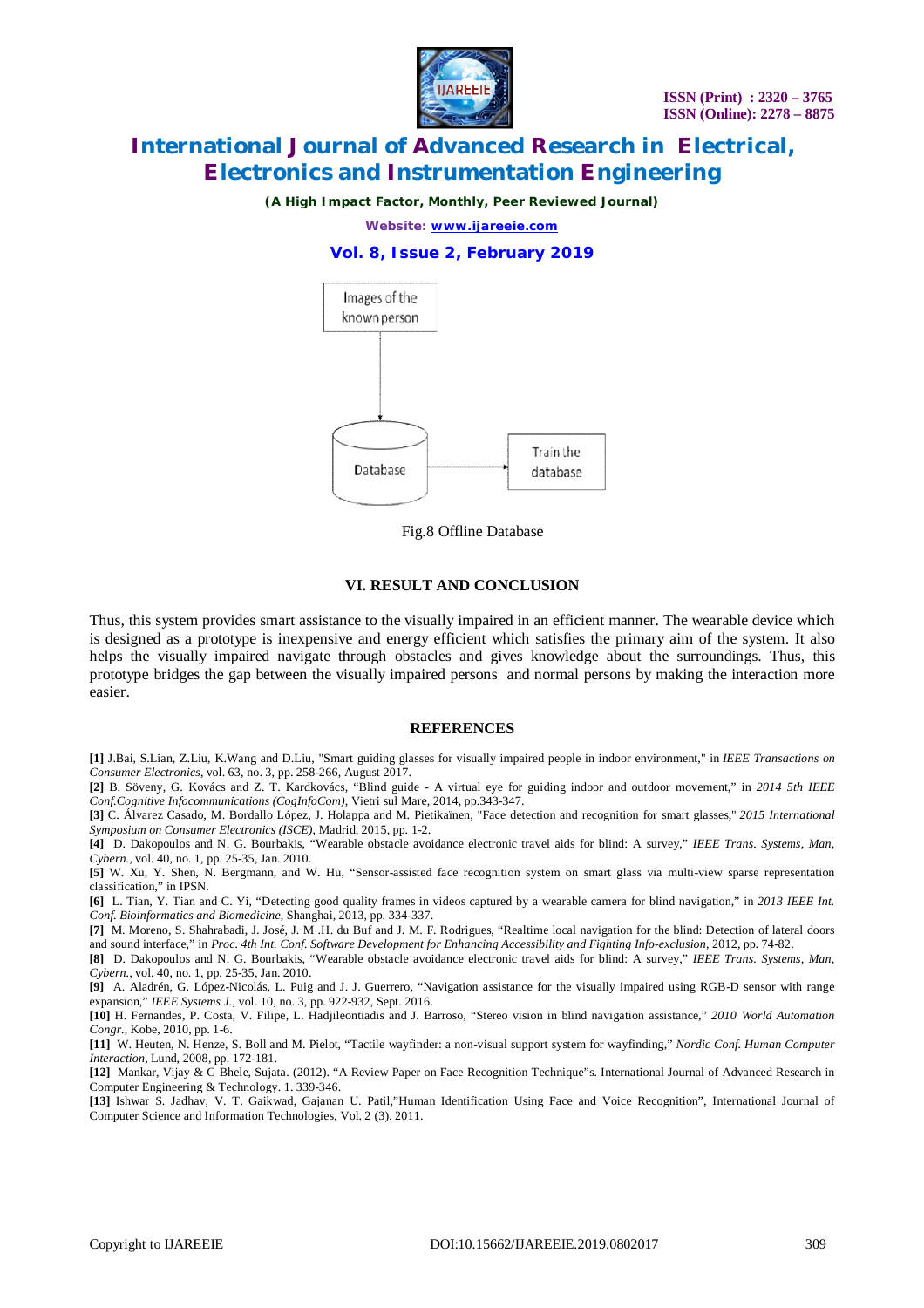Images of the known person

Database

Train the database

Fig.8 Offline Database

## VI. RESULT AND CONCLUSION

Thus, this system provides smart assistance to the visually impaired in an efficient manner. The wearable device which is designed as a prototype is inexpensive and energy efficient which satisfies the primary aim of the system. It also helps the visually impaired navigate through obstacles and gives knowledge about the surroundings. Thus, this prototype bridges the gap between the visually impaired persons and normal persons by making the interaction more easier.

## REFERENCES

**[1]** J.Bai, S.Lian, Z.Liu, K.Wang and D.Liu, "Smart guiding glasses for visually impaired people in indoor environment," in *IEEE Transactions on Consumer Electronics*, vol. 63, no. 3, pp. 258-266, August 2017.

**[2]** B. Söveny, G. Kovács and Z. T. Kardkovács, "Blind guide - A virtual eye for guiding indoor and outdoor movement," in *2014 5th IEEE Conf.Cognitive Infocommunications (CogInfoCom)*, Vietri sul Mare, 2014, pp.343-347.

**[3]** C. Álvarez Casado, M. Bordallo López, J. Holappa and M. Pietikaïnen, "Face detection and recognition for smart glasses," *2015 International Symposium on Consumer Electronics (ISCE)*, Madrid, 2015, pp. 1-2.

**[4]** D. Dakopoulos and N. G. Bourbakis, "Wearable obstacle avoidance electronic travel aids for blind: A survey," *IEEE Trans. Systems, Man, Cybern.*, vol. 40, no. 1, pp. 25-35, Jan. 2010.

**[5]** W. Xu, Y. Shen, N. Bergmann, and W. Hu, "Sensor-assisted face recognition system on smart glass via multi-view sparse representation classification," in IPSN.

**[6]** L. Tian, Y. Tian and C. Yi, "Detecting good quality frames in videos captured by a wearable camera for blind navigation," in *2013 IEEE Int. Conf. Bioinformatics and Biomedicine*, Shanghai, 2013, pp. 334-337.

**[7]** M. Moreno, S. Shahrabadi, J. José, J. M .H. du Buf and J. M. F. Rodrigues, "Realtime local navigation for the blind: Detection of lateral doors and sound interface," in *Proc. 4th Int. Conf. Software Development for Enhancing Accessibility and Fighting Info-exclusion*, 2012, pp. 74-82.

**[8]** D. Dakopoulos and N. G. Bourbakis, "Wearable obstacle avoidance electronic travel aids for blind: A survey," *IEEE Trans. Systems, Man, Cybern.*, vol. 40, no. 1, pp. 25-35, Jan. 2010.

**[9]** A. Aladrén, G. López-Nicolás, L. Puig and J. J. Guerrero, "Navigation assistance for the visually impaired using RGB-D sensor with range expansion," *IEEE Systems J.*, vol. 10, no. 3, pp. 922-932, Sept. 2016.

**[10]** H. Fernandes, P. Costa, V. Filipe, L. Hadjileontiadis and J. Barroso, "Stereo vision in blind navigation assistance," *2010 World Automation Congr.*, Kobe, 2010, pp. 1-6.

**[11]** W. Heuten, N. Henze, S. Boll and M. Pielot, "Tactile wayfinder: a non-visual support system for wayfinding," *Nordic Conf. Human Computer Interaction*, Lund, 2008, pp. 172-181.

**[12]** Mankar, Vijay & G Bhele, Sujata. (2012). "A Review Paper on Face Recognition Technique"s. International Journal of Advanced Research in Computer Engineering & Technology. 1. 339-346.

**[13]** Ishwar S. Jadhav, V. T. Gaikwad, Gajanan U. Patil,"Human Identification Using Face and Voice Recognition", International Journal of Computer Science and Information Technologies, Vol. 2 (3), 2011.